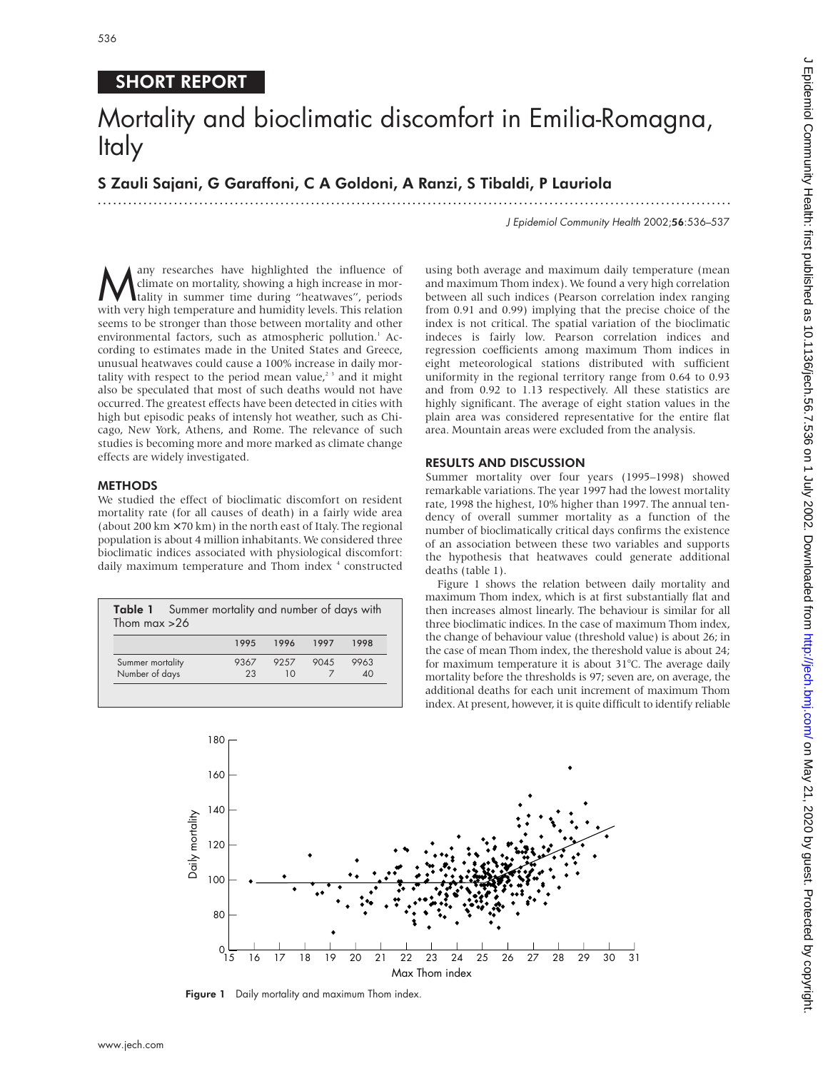SHORT REPORT

# Mortality and bioclimatic discomfort in Emilia-Romagna, Italy

**S Zauli Sajani, G Garaffoni, C A Goldoni, A Ranzi, S Tibaldi, P Lauriola**

*J Epidemiol Community Health* 2002;**56**:536–537

Many researches have highlighted the influence of climate on mortality, showing a high increase in mortality in summer time during "heatwaves", periods with very high temperature and humidity levels. This relation seems to be stronger than those between mortality and other environmental factors, such as atmospheric pollution.[1] According to estimates made in the United States and Greece, unusual heatwaves could cause a 100% increase in daily mortality with respect to the period mean value,[2,3] and it might also be speculated that most of such deaths would not have occurred. The greatest effects have been detected in cities with high but episodic peaks of intensly hot weather, such as Chicago, New York, Athens, and Rome. The relevance of such studies is becoming more and more marked as climate change effects are widely investigated.

## METHODS

We studied the effect of bioclimatic discomfort on resident mortality rate (for all causes of death) in a fairly wide area (about 200 km × 70 km) in the north east of Italy. The regional population is about 4 million inhabitants. We considered three bioclimatic indices associated with physiological discomfort: daily maximum temperature and Thom index [4] constructed using both average and maximum daily temperature (mean and maximum Thom index). We found a very high correlation between all such indices (Pearson correlation index ranging from 0.91 and 0.99) implying that the precise choice of the index is not critical. The spatial variation of the bioclimatic indeces is fairly low. Pearson correlation indices and regression coefficients among maximum Thom indices in eight meteorological stations distributed with sufficient uniformity in the regional territory range from 0.64 to 0.93 and from 0.92 to 1.13 respectively. All these statistics are highly significant. The average of eight station values in the plain area was considered representative for the entire flat area. Mountain areas were excluded from the analysis.

**Table 1** Summer mortality and number of days with Thom max >26

| | 1995 | 1996 | 1997 | 1998 |
|---|---|---|---|---|
| Summer mortality | 9367 | 9257 | 9045 | 9963 |
| Number of days | 23 | 10 | 7 | 40 |

## RESULTS AND DISCUSSION

Summer mortality over four years (1995–1998) showed remarkable variations. The year 1997 had the lowest mortality rate, 1998 the highest, 10% higher than 1997. The annual tendency of overall summer mortality as a function of the number of bioclimatically critical days confirms the existence of an association between these two variables and supports the hypothesis that heatwaves could generate additional deaths (table 1).

Figure 1 shows the relation between daily mortality and maximum Thom index, which is at first substantially flat and then increases almost linearly. The behaviour is similar for all three bioclimatic indices. In the case of maximum Thom index, the change of behaviour value (threshold value) is about 26; in the case of mean Thom index, the thereshold value is about 24; for maximum temperature it is about 31°C. The average daily mortality before the thresholds is 97; seven are, on average, the additional deaths for each unit increment of maximum Thom index. At present, however, it is quite difficult to identify reliable

Figure 1 Daily mortality and maximum Thom index.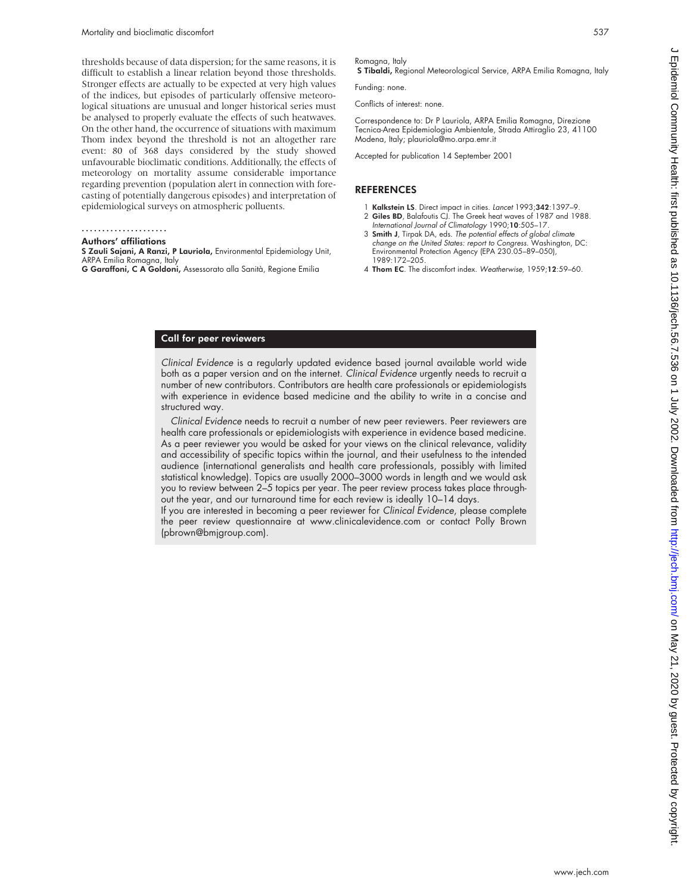thresholds because of data dispersion; for the same reasons, it is difficult to establish a linear relation beyond those thresholds. Stronger effects are actually to be expected at very high values of the indices, but episodes of particularly offensive meteorological situations are unusual and longer historical series must be analysed to properly evaluate the effects of such heatwaves. On the other hand, the occurrence of situations with maximum Thom index beyond the threshold is not an altogether rare event: 80 of 368 days considered by the study showed unfavourable bioclimatic conditions. Additionally, the effects of meteorology on mortality assume considerable importance regarding prevention (population alert in connection with forecasting of potentially dangerous episodes) and interpretation of epidemiological surveys on atmospheric polluants.

### Authors' affiliations

**S Zauli Sajani, A Ranzi, P Lauriola,** Environmental Epidemiology Unit, ARPA Emilia Romagna, Italy
**G Garaffoni, C A Goldoni,** Assessorato alla Sanità, Regione Emilia Romagna, Italy
**S Tibaldi,** Regional Meteorological Service, ARPA Emilia Romagna, Italy

Funding: none.

Conflicts of interest: none.

Correspondence to: Dr P Lauriola, ARPA Emilia Romagna, Direzione Tecnica-Area Epidemiologia Ambientale, Strada Attiraglio 23, 41100 Modena, Italy; plauriola@mo.arpa.emr.it

Accepted for publication 14 September 2001

## REFERENCES

1. **Kalkstein LS**. Direct impact in cities. *Lancet* 1993;**342**:1397–9.
2. **Giles BD**, Balafoutis CJ. The Greek heat waves of 1987 and 1988. *International Journal of Climatology* 1990;**10**:505–17.
3. **Smith J**, Tirpak DA, eds. *The potential effects of global climate change on the United States: report to Congress.* Washington, DC: Environmental Protection Agency (EPA 230.05–89–050), 1989:172–205.
4. **Thom EC**. The discomfort index. *Weatherwise,* 1959;**12**:59–60.

## Call for peer reviewers

*Clinical Evidence* is a regularly updated evidence based journal available world wide both as a paper version and on the internet. *Clinical Evidence* urgently needs to recruit a number of new contributors. Contributors are health care professionals or epidemiologists with experience in evidence based medicine and the ability to write in a concise and structured way.

*Clinical Evidence* needs to recruit a number of new peer reviewers. Peer reviewers are health care professionals or epidemiologists with experience in evidence based medicine. As a peer reviewer you would be asked for your views on the clinical relevance, validity and accessibility of specific topics within the journal, and their usefulness to the intended audience (international generalists and health care professionals, possibly with limited statistical knowledge). Topics are usually 2000–3000 words in length and we would ask you to review between 2–5 topics per year. The peer review process takes place throughout the year, and our turnaround time for each review is ideally 10–14 days.

If you are interested in becoming a peer reviewer for *Clinical Evidence*, please complete the peer review questionnaire at www.clinicalevidence.com or contact Polly Brown (pbrown@bmjgroup.com).